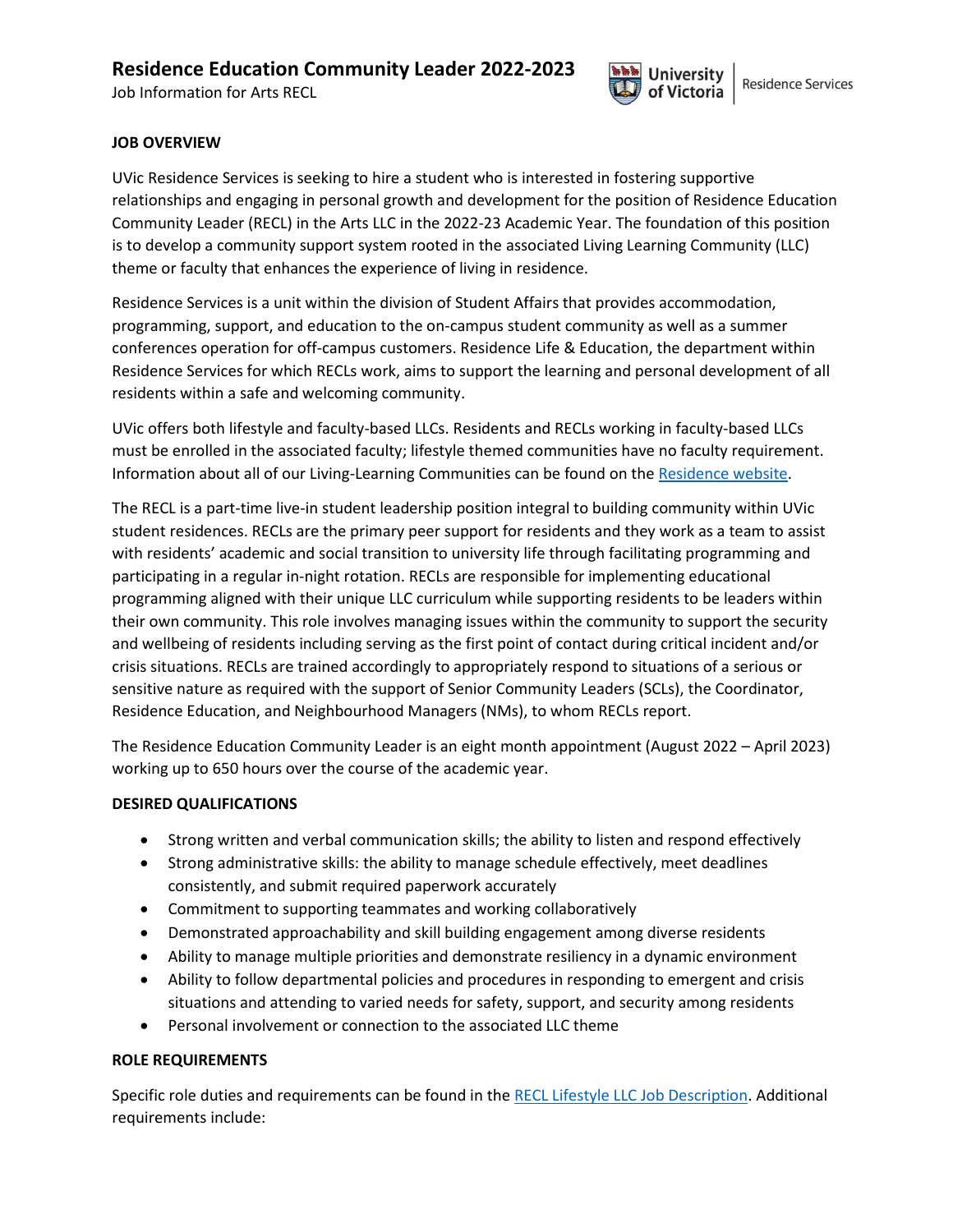# Residence Education Community Leader 2022-2023

Job Information for Arts RECL

University of Victoria | Residence Services

**JOB OVERVIEW**

UVic Residence Services is seeking to hire a student who is interested in fostering supportive relationships and engaging in personal growth and development for the position of Residence Education Community Leader (RECL) in the Arts LLC in the 2022-23 Academic Year. The foundation of this position is to develop a community support system rooted in the associated Living Learning Community (LLC) theme or faculty that enhances the experience of living in residence.

Residence Services is a unit within the division of Student Affairs that provides accommodation, programming, support, and education to the on-campus student community as well as a summer conferences operation for off-campus customers. Residence Life & Education, the department within Residence Services for which RECLs work, aims to support the learning and personal development of all residents within a safe and welcoming community.

UVic offers both lifestyle and faculty-based LLCs. Residents and RECLs working in faculty-based LLCs must be enrolled in the associated faculty; lifestyle themed communities have no faculty requirement. Information about all of our Living-Learning Communities can be found on the Residence website.

The RECL is a part-time live-in student leadership position integral to building community within UVic student residences. RECLs are the primary peer support for residents and they work as a team to assist with residents' academic and social transition to university life through facilitating programming and participating in a regular in-night rotation. RECLs are responsible for implementing educational programming aligned with their unique LLC curriculum while supporting residents to be leaders within their own community. This role involves managing issues within the community to support the security and wellbeing of residents including serving as the first point of contact during critical incident and/or crisis situations. RECLs are trained accordingly to appropriately respond to situations of a serious or sensitive nature as required with the support of Senior Community Leaders (SCLs), the Coordinator, Residence Education, and Neighbourhood Managers (NMs), to whom RECLs report.

The Residence Education Community Leader is an eight month appointment (August 2022 – April 2023) working up to 650 hours over the course of the academic year.

**DESIRED QUALIFICATIONS**

- Strong written and verbal communication skills; the ability to listen and respond effectively
- Strong administrative skills: the ability to manage schedule effectively, meet deadlines consistently, and submit required paperwork accurately
- Commitment to supporting teammates and working collaboratively
- Demonstrated approachability and skill building engagement among diverse residents
- Ability to manage multiple priorities and demonstrate resiliency in a dynamic environment
- Ability to follow departmental policies and procedures in responding to emergent and crisis situations and attending to varied needs for safety, support, and security among residents
- Personal involvement or connection to the associated LLC theme

**ROLE REQUIREMENTS**

Specific role duties and requirements can be found in the RECL Lifestyle LLC Job Description. Additional requirements include: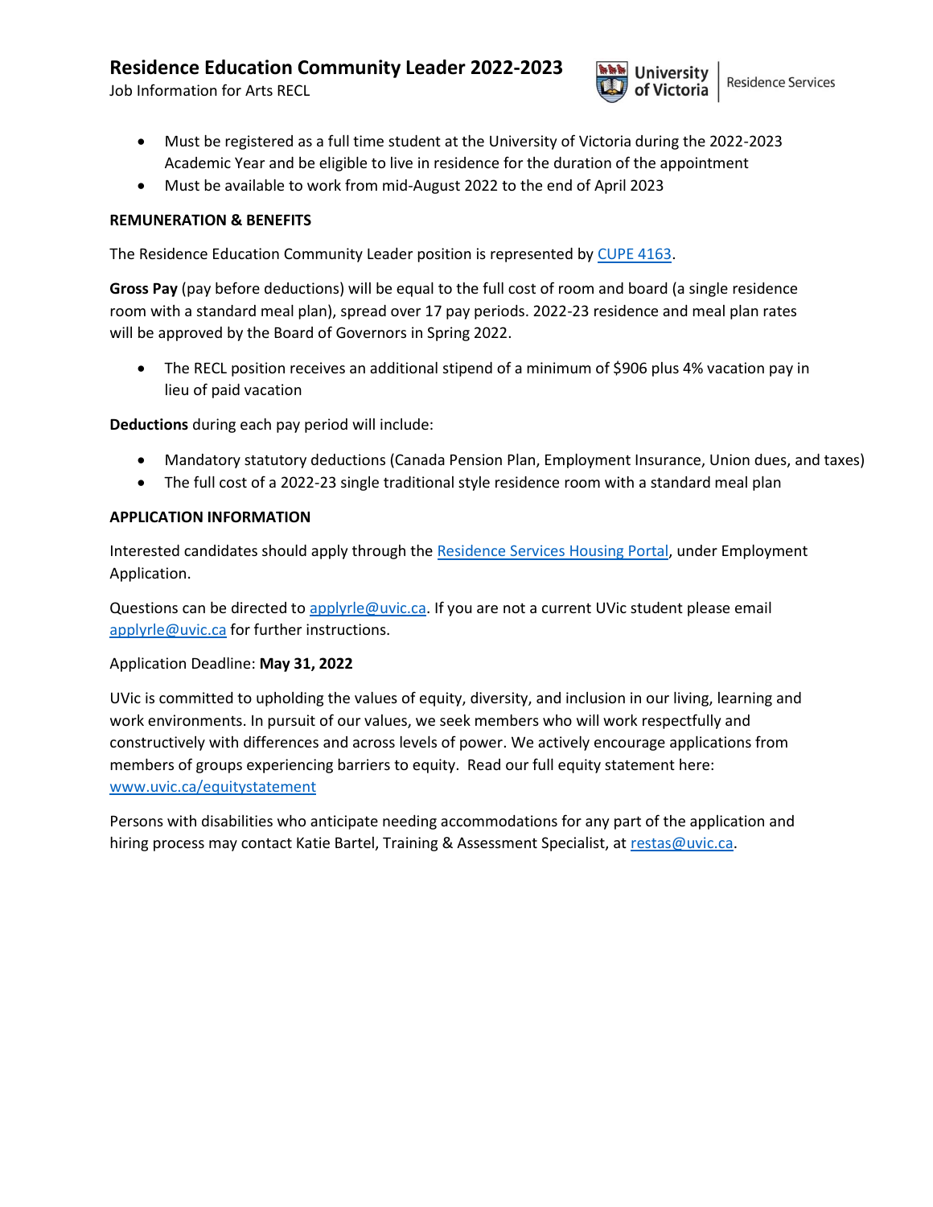- Must be registered as a full time student at the University of Victoria during the 2022-2023 Academic Year and be eligible to live in residence for the duration of the appointment
- Must be available to work from mid-August 2022 to the end of April 2023

**REMUNERATION & BENEFITS**

The Residence Education Community Leader position is represented by CUPE 4163.

**Gross Pay** (pay before deductions) will be equal to the full cost of room and board (a single residence room with a standard meal plan), spread over 17 pay periods. 2022-23 residence and meal plan rates will be approved by the Board of Governors in Spring 2022.

- The RECL position receives an additional stipend of a minimum of $906 plus 4% vacation pay in lieu of paid vacation

**Deductions** during each pay period will include:

- Mandatory statutory deductions (Canada Pension Plan, Employment Insurance, Union dues, and taxes)
- The full cost of a 2022-23 single traditional style residence room with a standard meal plan

**APPLICATION INFORMATION**

Interested candidates should apply through the Residence Services Housing Portal, under Employment Application.

Questions can be directed to applyrle@uvic.ca. If you are not a current UVic student please email applyrle@uvic.ca for further instructions.

Application Deadline: **May 31, 2022**

UVic is committed to upholding the values of equity, diversity, and inclusion in our living, learning and work environments. In pursuit of our values, we seek members who will work respectfully and constructively with differences and across levels of power. We actively encourage applications from members of groups experiencing barriers to equity. Read our full equity statement here: www.uvic.ca/equitystatement

Persons with disabilities who anticipate needing accommodations for any part of the application and hiring process may contact Katie Bartel, Training & Assessment Specialist, at restas@uvic.ca.